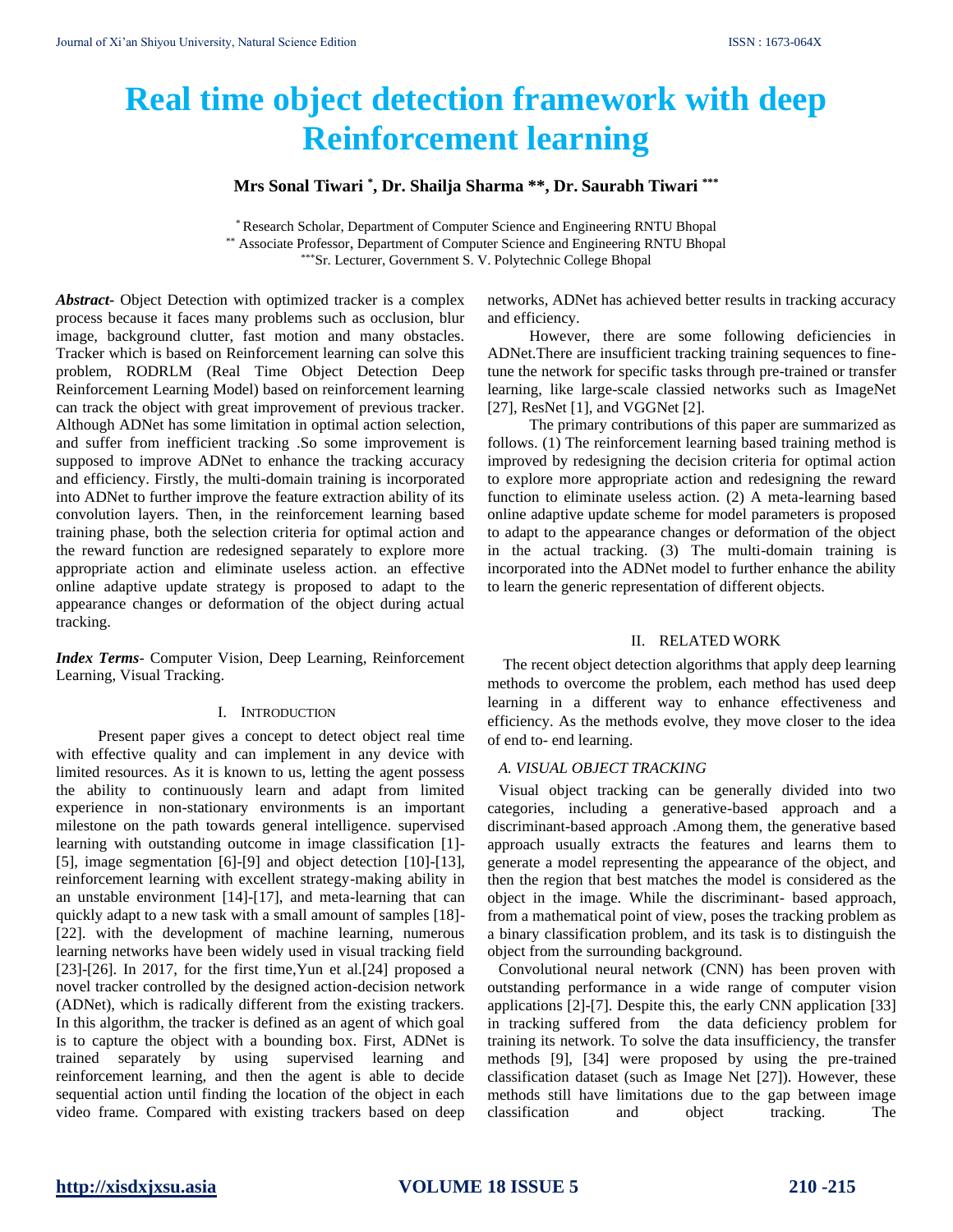# Real time object detection framework with deep Reinforcement learning

**Mrs Sonal Tiwari [*], Dr. Shailja Sharma [**], Dr. Saurabh Tiwari [***]**

[*] Research Scholar, Department of Computer Science and Engineering RNTU Bhopal
[**] Associate Professor, Department of Computer Science and Engineering RNTU Bhopal
[***] Sr. Lecturer, Government S. V. Polytechnic College Bhopal

***Abstract-*** Object Detection with optimized tracker is a complex process because it faces many problems such as occlusion, blur image, background clutter, fast motion and many obstacles. Tracker which is based on Reinforcement learning can solve this problem, RODRLM (Real Time Object Detection Deep Reinforcement Learning Model) based on reinforcement learning can track the object with great improvement of previous tracker. Although ADNet has some limitation in optimal action selection, and suffer from inefficient tracking .So some improvement is supposed to improve ADNet to enhance the tracking accuracy and efficiency. Firstly, the multi-domain training is incorporated into ADNet to further improve the feature extraction ability of its convolution layers. Then, in the reinforcement learning based training phase, both the selection criteria for optimal action and the reward function are redesigned separately to explore more appropriate action and eliminate useless action. an effective online adaptive update strategy is proposed to adapt to the appearance changes or deformation of the object during actual tracking.

***Index Terms***- Computer Vision, Deep Learning, Reinforcement Learning, Visual Tracking.

## I. INTRODUCTION

Present paper gives a concept to detect object real time with effective quality and can implement in any device with limited resources. As it is known to us, letting the agent possess the ability to continuously learn and adapt from limited experience in non-stationary environments is an important milestone on the path towards general intelligence. supervised learning with outstanding outcome in image classification [1]-[5], image segmentation [6]-[9] and object detection [10]-[13], reinforcement learning with excellent strategy-making ability in an unstable environment [14]-[17], and meta-learning that can quickly adapt to a new task with a small amount of samples [18]-[22]. with the development of machine learning, numerous learning networks have been widely used in visual tracking field [23]-[26]. In 2017, for the first time,Yun et al.[24] proposed a novel tracker controlled by the designed action-decision network (ADNet), which is radically different from the existing trackers. In this algorithm, the tracker is defined as an agent of which goal is to capture the object with a bounding box. First, ADNet is trained separately by using supervised learning and reinforcement learning, and then the agent is able to decide sequential action until finding the location of the object in each video frame. Compared with existing trackers based on deep networks, ADNet has achieved better results in tracking accuracy and efficiency.

However, there are some following deficiencies in ADNet.There are insufficient tracking training sequences to fine-tune the network for specific tasks through pre-trained or transfer learning, like large-scale classied networks such as ImageNet [27], ResNet [1], and VGGNet [2].

The primary contributions of this paper are summarized as follows. (1) The reinforcement learning based training method is improved by redesigning the decision criteria for optimal action to explore more appropriate action and redesigning the reward function to eliminate useless action. (2) A meta-learning based online adaptive update scheme for model parameters is proposed to adapt to the appearance changes or deformation of the object in the actual tracking. (3) The multi-domain training is incorporated into the ADNet model to further enhance the ability to learn the generic representation of different objects.

## II. RELATED WORK

The recent object detection algorithms that apply deep learning methods to overcome the problem, each method has used deep learning in a different way to enhance effectiveness and efficiency. As the methods evolve, they move closer to the idea of end to- end learning.

### *A. VISUAL OBJECT TRACKING*

Visual object tracking can be generally divided into two categories, including a generative-based approach and a discriminant-based approach .Among them, the generative based approach usually extracts the features and learns them to generate a model representing the appearance of the object, and then the region that best matches the model is considered as the object in the image. While the discriminant- based approach, from a mathematical point of view, poses the tracking problem as a binary classification problem, and its task is to distinguish the object from the surrounding background.

Convolutional neural network (CNN) has been proven with outstanding performance in a wide range of computer vision applications [2]-[7]. Despite this, the early CNN application [33] in tracking suffered from the data deficiency problem for training its network. To solve the data insufficiency, the transfer methods [9], [34] were proposed by using the pre-trained classification dataset (such as Image Net [27]). However, these methods still have limitations due to the gap between image classification and object tracking. The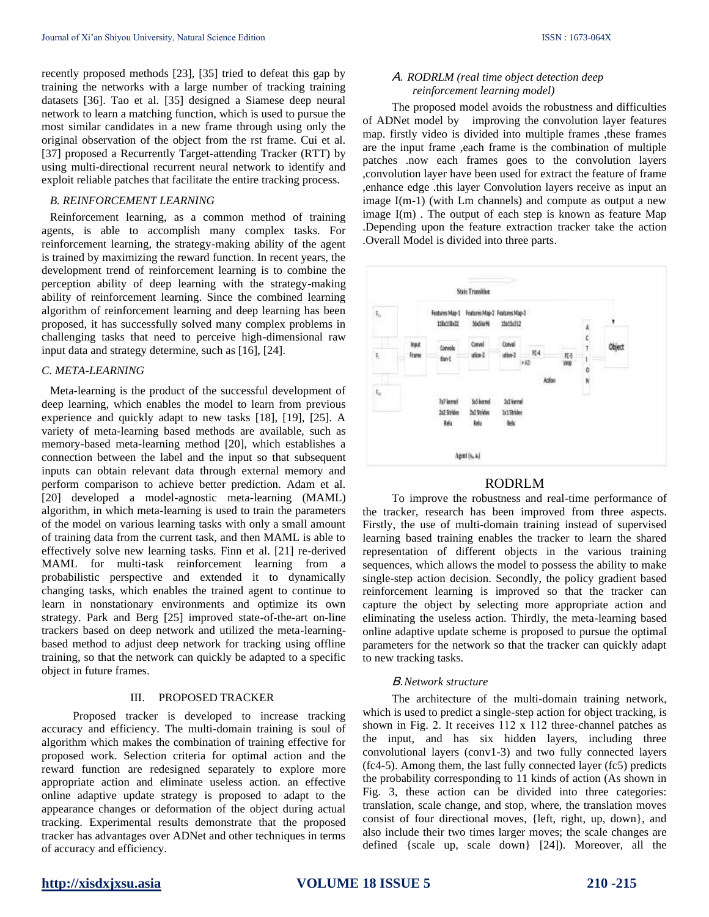recently proposed methods [23], [35] tried to defeat this gap by training the networks with a large number of tracking training datasets [36]. Tao et al. [35] designed a Siamese deep neural network to learn a matching function, which is used to pursue the most similar candidates in a new frame through using only the original observation of the object from the rst frame. Cui et al. [37] proposed a Recurrently Target-attending Tracker (RTT) by using multi-directional recurrent neural network to identify and exploit reliable patches that facilitate the entire tracking process.

### *B. REINFORCEMENT LEARNING*

Reinforcement learning, as a common method of training agents, is able to accomplish many complex tasks. For reinforcement learning, the strategy-making ability of the agent is trained by maximizing the reward function. In recent years, the development trend of reinforcement learning is to combine the perception ability of deep learning with the strategy-making ability of reinforcement learning. Since the combined learning algorithm of reinforcement learning and deep learning has been proposed, it has successfully solved many complex problems in challenging tasks that need to perceive high-dimensional raw input data and strategy determine, such as [16], [24].

### *C. META-LEARNING*

Meta-learning is the product of the successful development of deep learning, which enables the model to learn from previous experience and quickly adapt to new tasks [18], [19], [25]. A variety of meta-learning based methods are available, such as memory-based meta-learning method [20], which establishes a connection between the label and the input so that subsequent inputs can obtain relevant data through external memory and perform comparison to achieve better prediction. Adam et al. [20] developed a model-agnostic meta-learning (MAML) algorithm, in which meta-learning is used to train the parameters of the model on various learning tasks with only a small amount of training data from the current task, and then MAML is able to effectively solve new learning tasks. Finn et al. [21] re-derived MAML for multi-task reinforcement learning from a probabilistic perspective and extended it to dynamically changing tasks, which enables the trained agent to continue to learn in nonstationary environments and optimize its own strategy. Park and Berg [25] improved state-of-the-art on-line trackers based on deep network and utilized the meta-learning-based method to adjust deep network for tracking using offline training, so that the network can quickly be adapted to a specific object in future frames.

## III. PROPOSED TRACKER

Proposed tracker is developed to increase tracking accuracy and efficiency. The multi-domain training is soul of algorithm which makes the combination of training effective for proposed work. Selection criteria for optimal action and the reward function are redesigned separately to explore more appropriate action and eliminate useless action. an effective online adaptive update strategy is proposed to adapt to the appearance changes or deformation of the object during actual tracking. Experimental results demonstrate that the proposed tracker has advantages over ADNet and other techniques in terms of accuracy and efficiency.

### *A. RODRLM (real time object detection deep reinforcement learning model)*

The proposed model avoids the robustness and difficulties of ADNet model by improving the convolution layer features map. firstly video is divided into multiple frames ,these frames are the input frame ,each frame is the combination of multiple patches .now each frames goes to the convolution layers ,convolution layer have been used for extract the feature of frame ,enhance edge .this layer Convolution layers receive as input an image I(m-1) (with Lm channels) and compute as output a new image I(m) . The output of each step is known as feature Map .Depending upon the feature extraction tracker take the action .Overall Model is divided into three parts.

RODRLM

To improve the robustness and real-time performance of the tracker, research has been improved from three aspects. Firstly, the use of multi-domain training instead of supervised learning based training enables the tracker to learn the shared representation of different objects in the various training sequences, which allows the model to possess the ability to make single-step action decision. Secondly, the policy gradient based reinforcement learning is improved so that the tracker can capture the object by selecting more appropriate action and eliminating the useless action. Thirdly, the meta-learning based online adaptive update scheme is proposed to pursue the optimal parameters for the network so that the tracker can quickly adapt to new tracking tasks.

### *B. Network structure*

The architecture of the multi-domain training network, which is used to predict a single-step action for object tracking, is shown in Fig. 2. It receives 112 x 112 three-channel patches as the input, and has six hidden layers, including three convolutional layers (conv1-3) and two fully connected layers (fc4-5). Among them, the last fully connected layer (fc5) predicts the probability corresponding to 11 kinds of action (As shown in Fig. 3, these action can be divided into three categories: translation, scale change, and stop, where, the translation moves consist of four directional moves, {left, right, up, down}, and also include their two times larger moves; the scale changes are defined {scale up, scale down} [24]). Moreover, all the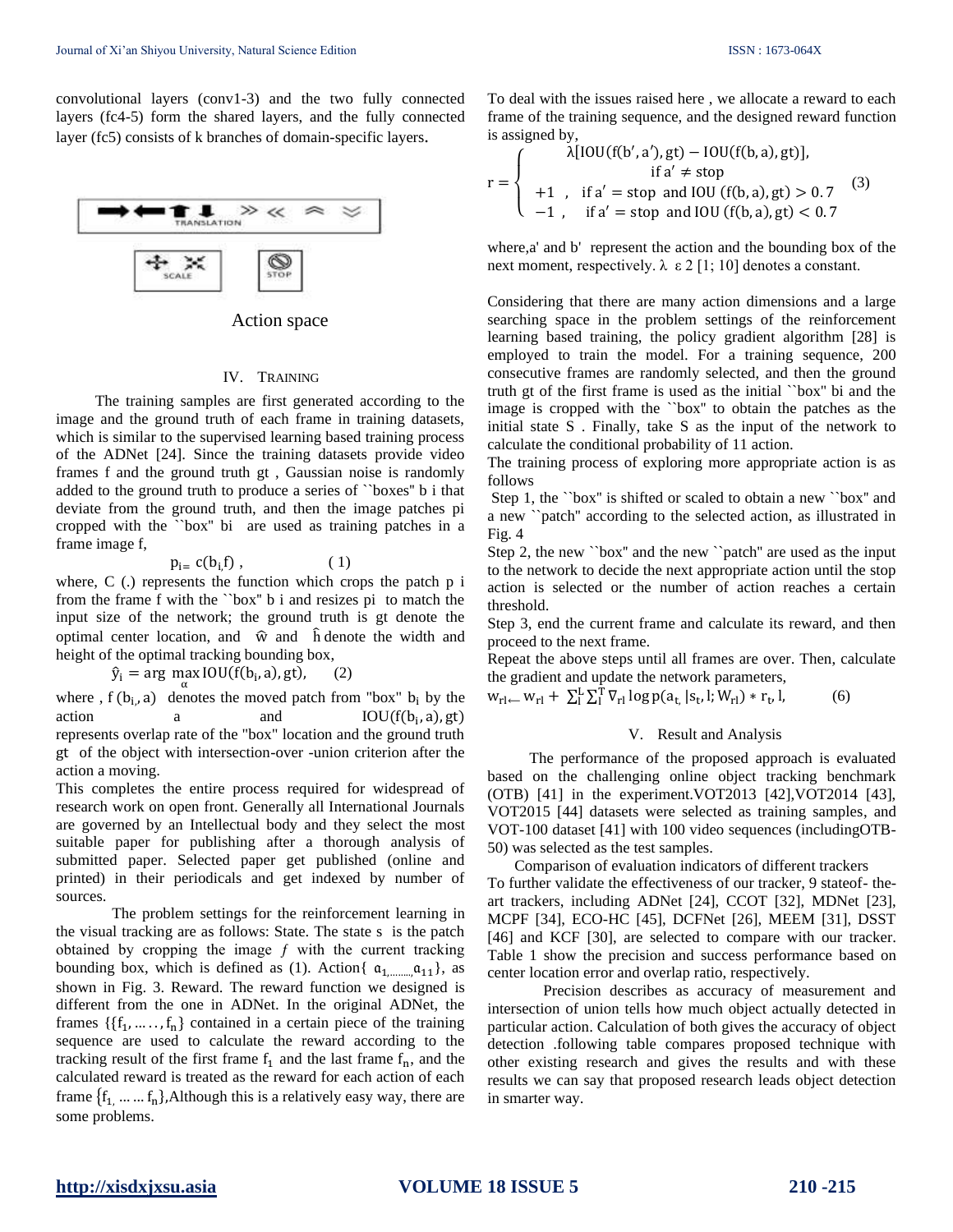convolutional layers (conv1-3) and the two fully connected layers (fc4-5) form the shared layers, and the fully connected layer (fc5) consists of k branches of domain-specific layers.

Action space

## IV. Training

The training samples are first generated according to the image and the ground truth of each frame in training datasets, which is similar to the supervised learning based training process of the ADNet [24]. Since the training datasets provide video frames f and the ground truth gt , Gaussian noise is randomly added to the ground truth to produce a series of ``boxes'' b i that deviate from the ground truth, and then the image patches pi cropped with the ``box'' bi are used as training patches in a frame image f,

$$p_i = c(b_i, f) \,, \qquad (1)$$

where, C (.) represents the function which crops the patch p i from the frame f with the ``box'' b i and resizes pi to match the input size of the network; the ground truth is gt denote the optimal center location, and $\hat{w}$ and $\hat{h}$ denote the width and height of the optimal tracking bounding box,

$$\hat{y}_i = \arg\max_{\alpha} \mathrm{IOU}(f(b_i, a), gt), \qquad (2)$$

where , $f(b_i, a)$ denotes the moved patch from "box" $b_i$ by the action a and $\mathrm{IOU}(f(b_i, a), gt)$ represents overlap rate of the "box" location and the ground truth gt of the object with intersection-over -union criterion after the action a moving.

This completes the entire process required for widespread of research work on open front. Generally all International Journals are governed by an Intellectual body and they select the most suitable paper for publishing after a thorough analysis of submitted paper. Selected paper get published (online and printed) in their periodicals and get indexed by number of sources.

The problem settings for the reinforcement learning in the visual tracking are as follows: State. The state s is the patch obtained by cropping the image *f* with the current tracking bounding box, which is defined as (1). Action{ $a_{1,\dots\dots,}a_{11}$}, as shown in Fig. 3. Reward. The reward function we designed is different from the one in ADNet. In the original ADNet, the frames $\{\{f_1, \dots\dots, f_n\}$ contained in a certain piece of the training sequence are used to calculate the reward according to the tracking result of the first frame $f_1$ and the last frame $f_n$, and the calculated reward is treated as the reward for each action of each frame $\{f_1, \dots\dots f_n\}$,Although this is a relatively easy way, there are some problems.

To deal with the issues raised here , we allocate a reward to each frame of the training sequence, and the designed reward function is assigned by,

$$r = \begin{cases} \lambda[\mathrm{IOU}(f(b', a'), gt) - \mathrm{IOU}(f(b, a), gt)], \\ \qquad \text{if } a' \neq \text{stop} \\ +1 \;, \quad \text{if } a' = \text{stop and IOU } (f(b, a), gt) > 0.7 \\ -1 \;, \quad \text{if } a' = \text{stop and IOU } (f(b, a), gt) < 0.7 \end{cases} \qquad (3)$$

where,a' and b' represent the action and the bounding box of the next moment, respectively. $\lambda \;\varepsilon\; 2\,[1; 10]$ denotes a constant.

Considering that there are many action dimensions and a large searching space in the problem settings of the reinforcement learning based training, the policy gradient algorithm [28] is employed to train the model. For a training sequence, 200 consecutive frames are randomly selected, and then the ground truth gt of the first frame is used as the initial ``box'' bi and the image is cropped with the ``box'' to obtain the patches as the initial state S . Finally, take S as the input of the network to calculate the conditional probability of 11 action.

The training process of exploring more appropriate action is as follows

Step 1, the ``box'' is shifted or scaled to obtain a new ``box'' and a new ``patch'' according to the selected action, as illustrated in Fig. 4

Step 2, the new ``box'' and the new ``patch'' are used as the input to the network to decide the next appropriate action until the stop action is selected or the number of action reaches a certain threshold.

Step 3, end the current frame and calculate its reward, and then proceed to the next frame.

Repeat the above steps until all frames are over. Then, calculate the gradient and update the network parameters,

$$w_{rl} \leftarrow w_{rl} + \sum_{l}^{L} \sum_{l}^{T} \nabla_{rl} \log p(a_{t,} | s_t, l; W_{rl}) * r_t, l, \qquad (6)$$

## V. Result and Analysis

The performance of the proposed approach is evaluated based on the challenging online object tracking benchmark (OTB) [41] in the experiment.VOT2013 [42],VOT2014 [43], VOT2015 [44] datasets were selected as training samples, and VOT-100 dataset [41] with 100 video sequences (includingOTB-50) was selected as the test samples.

Comparison of evaluation indicators of different trackers

To further validate the effectiveness of our tracker, 9 stateof- the-art trackers, including ADNet [24], CCOT [32], MDNet [23], MCPF [34], ECO-HC [45], DCFNet [26], MEEM [31], DSST [46] and KCF [30], are selected to compare with our tracker. Table 1 show the precision and success performance based on center location error and overlap ratio, respectively.

Precision describes as accuracy of measurement and intersection of union tells how much object actually detected in particular action. Calculation of both gives the accuracy of object detection .following table compares proposed technique with other existing research and gives the results and with these results we can say that proposed research leads object detection in smarter way.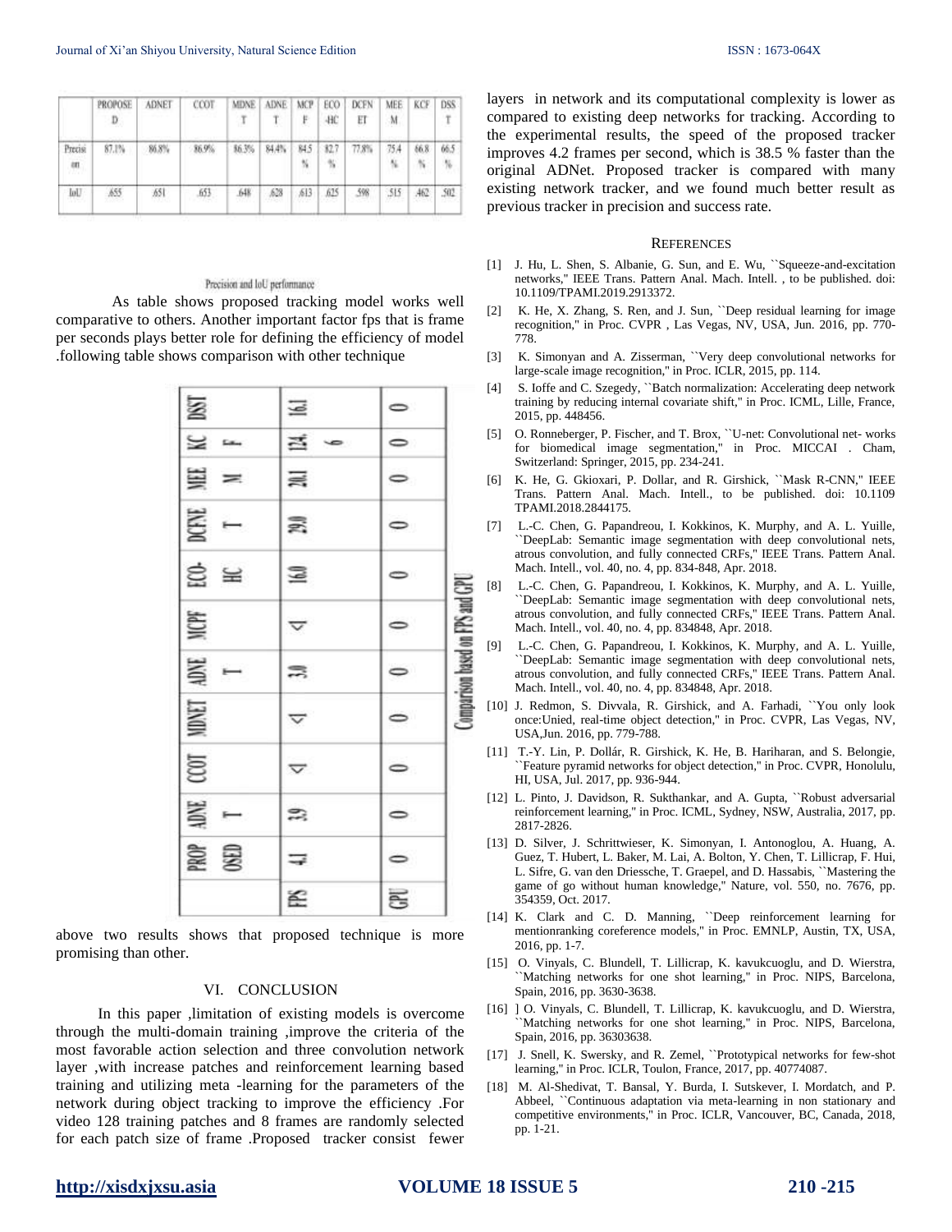| | PROPOSED | ADNET | CCOT | MDNET | ADNET | MCPF | ECO-HC | DCFNET | MEEM | KCF | DSST |
|---|---|---|---|---|---|---|---|---|---|---|---|
| Precision | 87.1% | 86.8% | 86.9% | 86.3% | 84.4% | 84.5 % | 82.7 % | 77.8% | 75.4 % | 66.8 % | 66.5 % |
| IoU | .655 | .651 | .653 | .648 | .628 | .613 | .625 | .598 | .515 | .462 | .502 |

Precision and IoU performance

As table shows proposed tracking model works well comparative to others. Another important factor fps that is frame per seconds plays better role for defining the efficiency of model .following table shows comparison with other technique

| | PROPOSED | ADNET | CCOT | MDNET | ADNET | MCPF | ECO-HC | DCFNET | MEEM | KCF | DSST |
|---|---|---|---|---|---|---|---|---|---|---|---|
| FPS | 4.1 | 3.9 | <1 | <1 | 3.0 | <1 | 16.0 | 29.0 | 20.1 | 124.6 | 16.1 |
| GPU | 0 | 0 | 0 | 0 | 0 | 0 | 0 | 0 | 0 | 0 | 0 |

Comparison based on FPS and GPU

above two results shows that proposed technique is more promising than other.

## VI. CONCLUSION

In this paper ,limitation of existing models is overcome through the multi-domain training ,improve the criteria of the most favorable action selection and three convolution network layer ,with increase patches and reinforcement learning based training and utilizing meta -learning for the parameters of the network during object tracking to improve the efficiency .For video 128 training patches and 8 frames are randomly selected for each patch size of frame .Proposed tracker consist fewer layers in network and its computational complexity is lower as compared to existing deep networks for tracking. According to the experimental results, the speed of the proposed tracker improves 4.2 frames per second, which is 38.5 % faster than the original ADNet. Proposed tracker is compared with many existing network tracker, and we found much better result as previous tracker in precision and success rate.

## REFERENCES

[1] J. Hu, L. Shen, S. Albanie, G. Sun, and E. Wu, ``Squeeze-and-excitation networks,'' IEEE Trans. Pattern Anal. Mach. Intell. , to be published. doi: 10.1109/TPAMI.2019.2913372.

[2] K. He, X. Zhang, S. Ren, and J. Sun, ``Deep residual learning for image recognition,'' in Proc. CVPR , Las Vegas, NV, USA, Jun. 2016, pp. 770-778.

[3] K. Simonyan and A. Zisserman, ``Very deep convolutional networks for large-scale image recognition,'' in Proc. ICLR, 2015, pp. 114.

[4] S. Ioffe and C. Szegedy, ``Batch normalization: Accelerating deep network training by reducing internal covariate shift,'' in Proc. ICML, Lille, France, 2015, pp. 448456.

[5] O. Ronneberger, P. Fischer, and T. Brox, ``U-net: Convolutional net- works for biomedical image segmentation,'' in Proc. MICCAI . Cham, Switzerland: Springer, 2015, pp. 234-241.

[6] K. He, G. Gkioxari, P. Dollar, and R. Girshick, ``Mask R-CNN,'' IEEE Trans. Pattern Anal. Mach. Intell., to be published. doi: 10.1109 TPAMI.2018.2844175.

[7] L.-C. Chen, G. Papandreou, I. Kokkinos, K. Murphy, and A. L. Yuille, ``DeepLab: Semantic image segmentation with deep convolutional nets, atrous convolution, and fully connected CRFs,'' IEEE Trans. Pattern Anal. Mach. Intell., vol. 40, no. 4, pp. 834-848, Apr. 2018.

[8] L.-C. Chen, G. Papandreou, I. Kokkinos, K. Murphy, and A. L. Yuille, ``DeepLab: Semantic image segmentation with deep convolutional nets, atrous convolution, and fully connected CRFs,'' IEEE Trans. Pattern Anal. Mach. Intell., vol. 40, no. 4, pp. 834848, Apr. 2018.

[9] L.-C. Chen, G. Papandreou, I. Kokkinos, K. Murphy, and A. L. Yuille, ``DeepLab: Semantic image segmentation with deep convolutional nets, atrous convolution, and fully connected CRFs,'' IEEE Trans. Pattern Anal. Mach. Intell., vol. 40, no. 4, pp. 834848, Apr. 2018.

[10] J. Redmon, S. Divvala, R. Girshick, and A. Farhadi, ``You only look once:Unied, real-time object detection,'' in Proc. CVPR, Las Vegas, NV, USA,Jun. 2016, pp. 779-788.

[11] T.-Y. Lin, P. Dollár, R. Girshick, K. He, B. Hariharan, and S. Belongie, ``Feature pyramid networks for object detection,'' in Proc. CVPR, Honolulu, HI, USA, Jul. 2017, pp. 936-944.

[12] L. Pinto, J. Davidson, R. Sukthankar, and A. Gupta, ``Robust adversarial reinforcement learning,'' in Proc. ICML, Sydney, NSW, Australia, 2017, pp. 2817-2826.

[13] D. Silver, J. Schrittwieser, K. Simonyan, I. Antonoglou, A. Huang, A. Guez, T. Hubert, L. Baker, M. Lai, A. Bolton, Y. Chen, T. Lillicrap, F. Hui, L. Sifre, G. van den Driessche, T. Graepel, and D. Hassabis, ``Mastering the game of go without human knowledge,'' Nature, vol. 550, no. 7676, pp. 354359, Oct. 2017.

[14] K. Clark and C. D. Manning, ``Deep reinforcement learning for mentionranking coreference models,'' in Proc. EMNLP, Austin, TX, USA, 2016, pp. 1-7.

[15] O. Vinyals, C. Blundell, T. Lillicrap, K. kavukcuoglu, and D. Wierstra, ``Matching networks for one shot learning,'' in Proc. NIPS, Barcelona, Spain, 2016, pp. 3630-3638.

[16] ] O. Vinyals, C. Blundell, T. Lillicrap, K. kavukcuoglu, and D. Wierstra, ``Matching networks for one shot learning,'' in Proc. NIPS, Barcelona, Spain, 2016, pp. 36303638.

[17] J. Snell, K. Swersky, and R. Zemel, ``Prototypical networks for few-shot learning,'' in Proc. ICLR, Toulon, France, 2017, pp. 40774087.

[18] M. Al-Shedivat, T. Bansal, Y. Burda, I. Sutskever, I. Mordatch, and P. Abbeel, ``Continuous adaptation via meta-learning in non stationary and competitive environments,'' in Proc. ICLR, Vancouver, BC, Canada, 2018, pp. 1-21.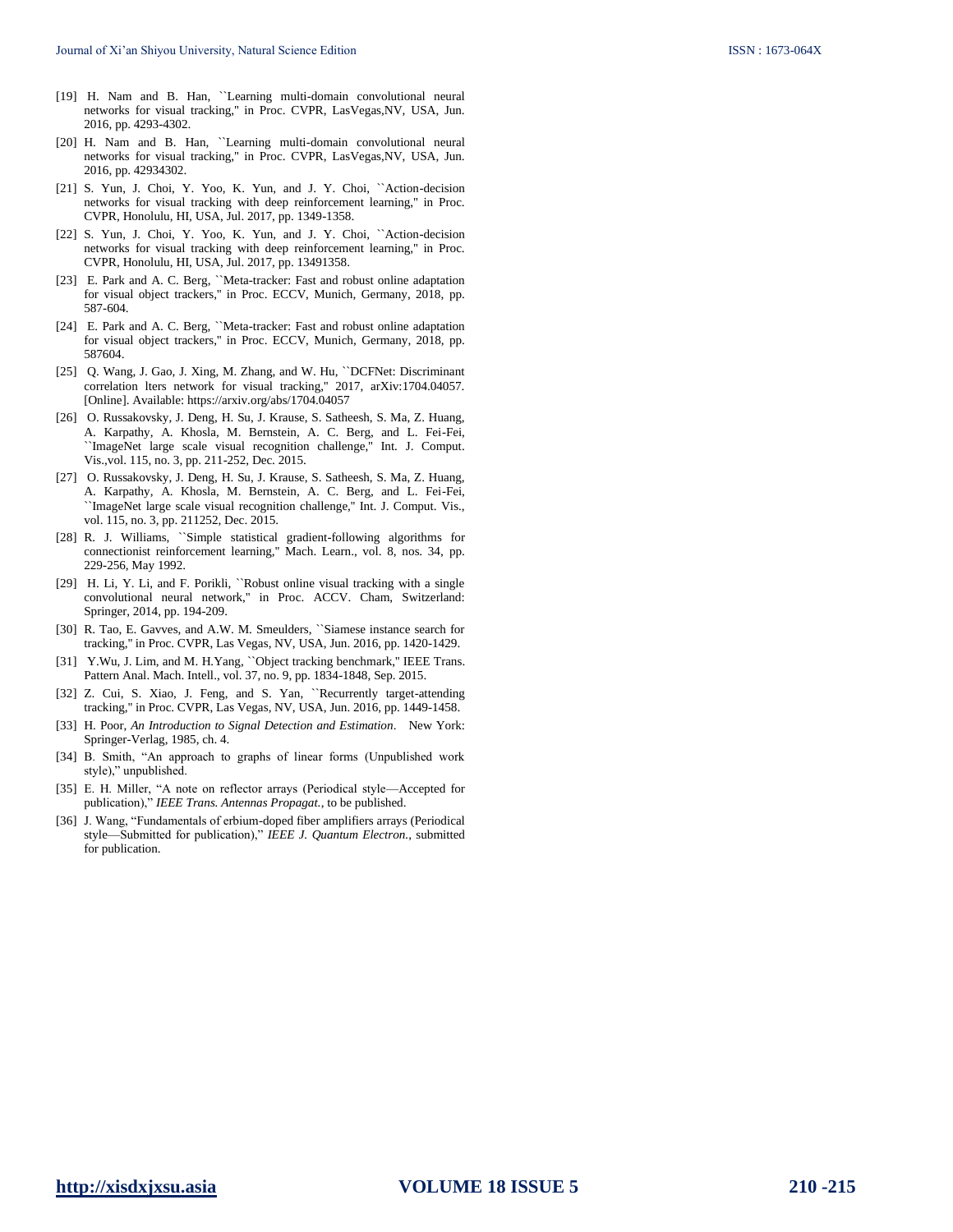[19] H. Nam and B. Han, ``Learning multi-domain convolutional neural networks for visual tracking,'' in Proc. CVPR, LasVegas,NV, USA, Jun. 2016, pp. 4293-4302.

[20] H. Nam and B. Han, ``Learning multi-domain convolutional neural networks for visual tracking,'' in Proc. CVPR, LasVegas,NV, USA, Jun. 2016, pp. 42934302.

[21] S. Yun, J. Choi, Y. Yoo, K. Yun, and J. Y. Choi, ``Action-decision networks for visual tracking with deep reinforcement learning,'' in Proc. CVPR, Honolulu, HI, USA, Jul. 2017, pp. 1349-1358.

[22] S. Yun, J. Choi, Y. Yoo, K. Yun, and J. Y. Choi, ``Action-decision networks for visual tracking with deep reinforcement learning,'' in Proc. CVPR, Honolulu, HI, USA, Jul. 2017, pp. 13491358.

[23] E. Park and A. C. Berg, ``Meta-tracker: Fast and robust online adaptation for visual object trackers,'' in Proc. ECCV, Munich, Germany, 2018, pp. 587-604.

[24] E. Park and A. C. Berg, ``Meta-tracker: Fast and robust online adaptation for visual object trackers,'' in Proc. ECCV, Munich, Germany, 2018, pp. 587604.

[25] Q. Wang, J. Gao, J. Xing, M. Zhang, and W. Hu, ``DCFNet: Discriminant correlation lters network for visual tracking,'' 2017, arXiv:1704.04057. [Online]. Available: https://arxiv.org/abs/1704.04057

[26] O. Russakovsky, J. Deng, H. Su, J. Krause, S. Satheesh, S. Ma, Z. Huang, A. Karpathy, A. Khosla, M. Bernstein, A. C. Berg, and L. Fei-Fei, ``ImageNet large scale visual recognition challenge,'' Int. J. Comput. Vis.,vol. 115, no. 3, pp. 211-252, Dec. 2015.

[27] O. Russakovsky, J. Deng, H. Su, J. Krause, S. Satheesh, S. Ma, Z. Huang, A. Karpathy, A. Khosla, M. Bernstein, A. C. Berg, and L. Fei-Fei, ``ImageNet large scale visual recognition challenge,'' Int. J. Comput. Vis., vol. 115, no. 3, pp. 211252, Dec. 2015.

[28] R. J. Williams, ``Simple statistical gradient-following algorithms for connectionist reinforcement learning,'' Mach. Learn., vol. 8, nos. 34, pp. 229-256, May 1992.

[29] H. Li, Y. Li, and F. Porikli, ``Robust online visual tracking with a single convolutional neural network,'' in Proc. ACCV. Cham, Switzerland: Springer, 2014, pp. 194-209.

[30] R. Tao, E. Gavves, and A.W. M. Smeulders, ``Siamese instance search for tracking,'' in Proc. CVPR, Las Vegas, NV, USA, Jun. 2016, pp. 1420-1429.

[31] Y.Wu, J. Lim, and M. H.Yang, ``Object tracking benchmark,'' IEEE Trans. Pattern Anal. Mach. Intell., vol. 37, no. 9, pp. 1834-1848, Sep. 2015.

[32] Z. Cui, S. Xiao, J. Feng, and S. Yan, ``Recurrently target-attending tracking,'' in Proc. CVPR, Las Vegas, NV, USA, Jun. 2016, pp. 1449-1458.

[33] H. Poor, *An Introduction to Signal Detection and Estimation*. New York: Springer-Verlag, 1985, ch. 4.

[34] B. Smith, "An approach to graphs of linear forms (Unpublished work style)," unpublished.

[35] E. H. Miller, "A note on reflector arrays (Periodical style—Accepted for publication)," *IEEE Trans. Antennas Propagat.*, to be published.

[36] J. Wang, "Fundamentals of erbium-doped fiber amplifiers arrays (Periodical style—Submitted for publication)," *IEEE J. Quantum Electron.*, submitted for publication.